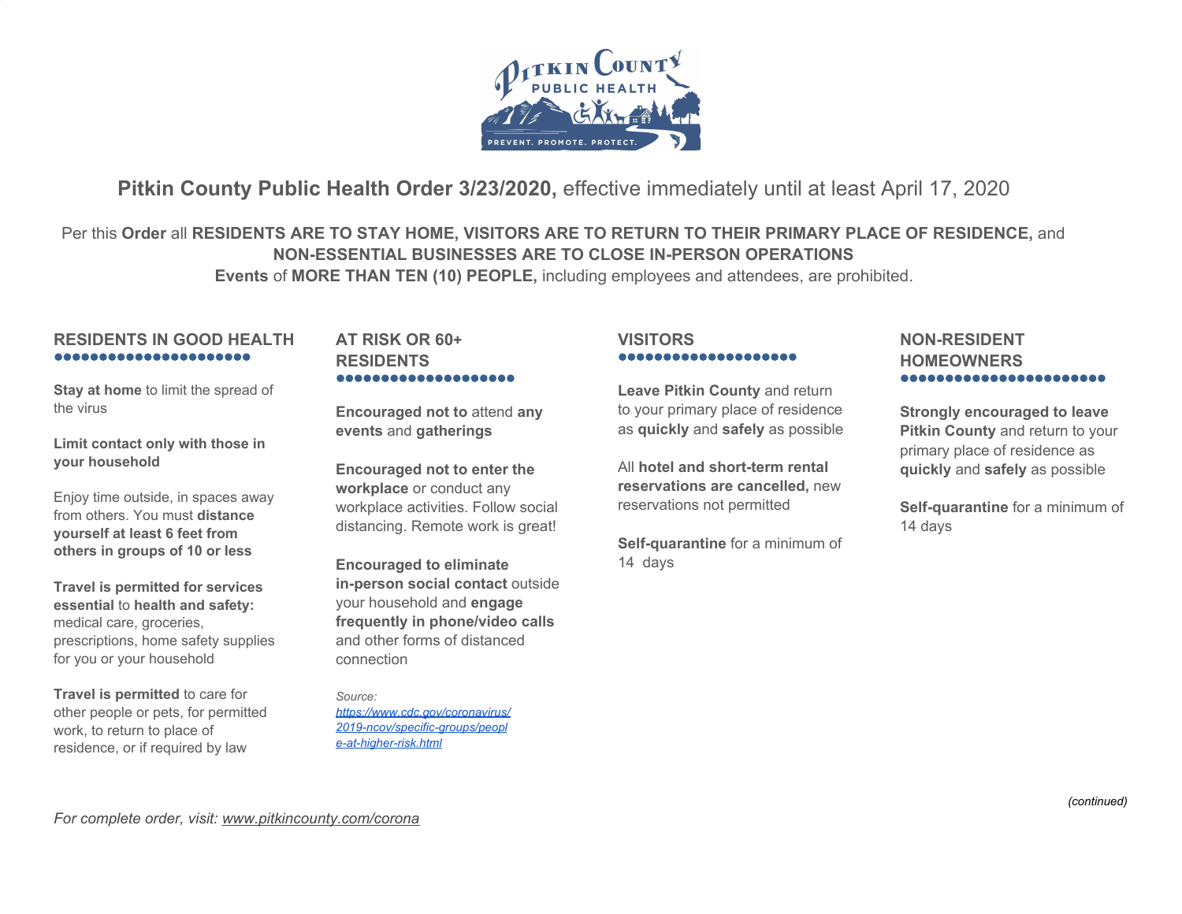# Pitkin County Public Health Order 3/23/2020, effective immediately until at least April 17, 2020

Per this **Order** all **RESIDENTS ARE TO STAY HOME, VISITORS ARE TO RETURN TO THEIR PRIMARY PLACE OF RESIDENCE,** and **NON-ESSENTIAL BUSINESSES ARE TO CLOSE IN-PERSON OPERATIONS**
**Events** of **MORE THAN TEN (10) PEOPLE,** including employees and attendees, are prohibited.

## RESIDENTS IN GOOD HEALTH

**Stay at home** to limit the spread of the virus

**Limit contact only with those in your household**

Enjoy time outside, in spaces away from others. You must **distance yourself at least 6 feet from others in groups of 10 or less**

**Travel is permitted for services essential** to **health and safety:** medical care, groceries, prescriptions, home safety supplies for you or your household

**Travel is permitted** to care for other people or pets, for permitted work, to return to place of residence, or if required by law

## AT RISK OR 60+ RESIDENTS

**Encouraged not to** attend **any events** and **gatherings**

**Encouraged not to enter the workplace** or conduct any workplace activities. Follow social distancing. Remote work is great!

**Encouraged to eliminate in-person social contact** outside your household and **engage frequently in phone/video calls** and other forms of distanced connection

*Source: [https://www.cdc.gov/coronavirus/2019-ncov/specific-groups/people-at-higher-risk.html](https://www.cdc.gov/coronavirus/2019-ncov/specific-groups/people-at-higher-risk.html)*

## VISITORS

**Leave Pitkin County** and return to your primary place of residence as **quickly** and **safely** as possible

All **hotel and short-term rental reservations are cancelled,** new reservations not permitted

**Self-quarantine** for a minimum of 14 days

## NON-RESIDENT HOMEOWNERS

**Strongly encouraged to leave Pitkin County** and return to your primary place of residence as **quickly** and **safely** as possible

**Self-quarantine** for a minimum of 14 days

*(continued)*

*For complete order, visit: [www.pitkincounty.com/corona](www.pitkincounty.com/corona)*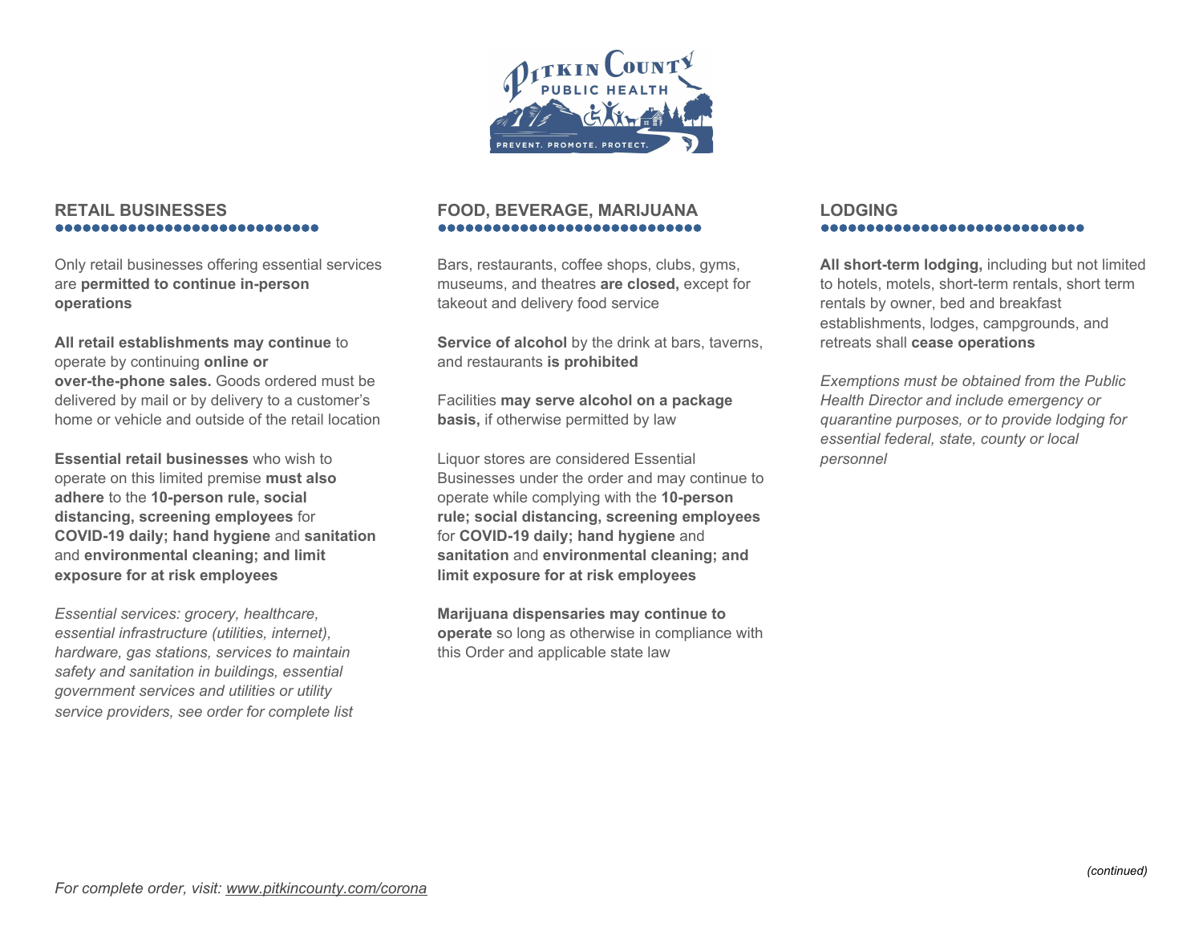## RETAIL BUSINESSES

Only retail businesses offering essential services are **permitted to continue in-person operations**

**All retail establishments may continue** to operate by continuing **online or over-the-phone sales.** Goods ordered must be delivered by mail or by delivery to a customer's home or vehicle and outside of the retail location

**Essential retail businesses** who wish to operate on this limited premise **must also adhere** to the **10-person rule, social distancing, screening employees** for **COVID-19 daily; hand hygiene** and **sanitation** and **environmental cleaning; and limit exposure for at risk employees**

*Essential services: grocery, healthcare, essential infrastructure (utilities, internet), hardware, gas stations, services to maintain safety and sanitation in buildings, essential government services and utilities or utility service providers, see order for complete list*

## FOOD, BEVERAGE, MARIJUANA

Bars, restaurants, coffee shops, clubs, gyms, museums, and theatres **are closed,** except for takeout and delivery food service

**Service of alcohol** by the drink at bars, taverns, and restaurants **is prohibited**

Facilities **may serve alcohol on a package basis,** if otherwise permitted by law

Liquor stores are considered Essential Businesses under the order and may continue to operate while complying with the **10-person rule; social distancing, screening employees** for **COVID-19 daily; hand hygiene** and **sanitation** and **environmental cleaning; and limit exposure for at risk employees**

**Marijuana dispensaries may continue to operate** so long as otherwise in compliance with this Order and applicable state law

## LODGING

**All short-term lodging,** including but not limited to hotels, motels, short-term rentals, short term rentals by owner, bed and breakfast establishments, lodges, campgrounds, and retreats shall **cease operations**

*Exemptions must be obtained from the Public Health Director and include emergency or quarantine purposes, or to provide lodging for essential federal, state, county or local personnel*

*(continued)*

*For complete order, visit: www.pitkincounty.com/corona*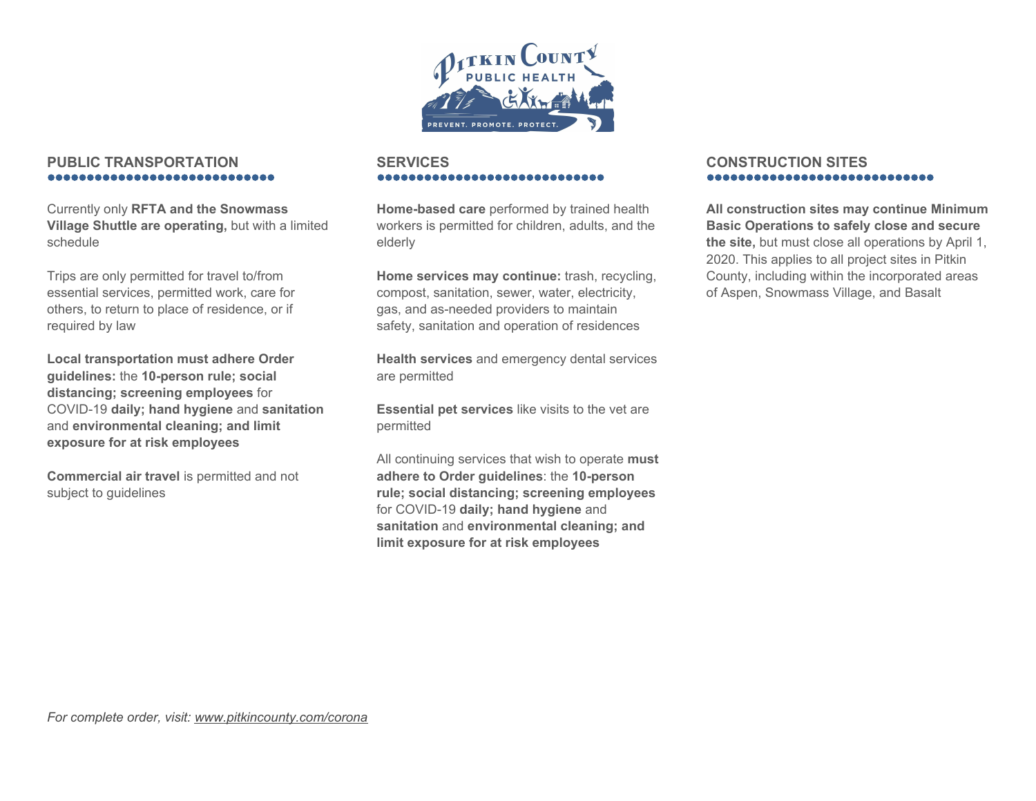## PUBLIC TRANSPORTATION

Currently only **RFTA and the Snowmass Village Shuttle are operating,** but with a limited schedule

Trips are only permitted for travel to/from essential services, permitted work, care for others, to return to place of residence, or if required by law

**Local transportation must adhere Order guidelines:** the **10-person rule; social distancing; screening employees** for COVID-19 **daily; hand hygiene** and **sanitation** and **environmental cleaning; and limit exposure for at risk employees**

**Commercial air travel** is permitted and not subject to guidelines

## SERVICES

**Home-based care** performed by trained health workers is permitted for children, adults, and the elderly

**Home services may continue:** trash, recycling, compost, sanitation, sewer, water, electricity, gas, and as-needed providers to maintain safety, sanitation and operation of residences

**Health services** and emergency dental services are permitted

**Essential pet services** like visits to the vet are permitted

All continuing services that wish to operate **must adhere to Order guidelines**: the **10-person rule; social distancing; screening employees** for COVID-19 **daily; hand hygiene** and **sanitation** and **environmental cleaning; and limit exposure for at risk employees**

## CONSTRUCTION SITES

**All construction sites may continue Minimum Basic Operations to safely close and secure the site,** but must close all operations by April 1, 2020. This applies to all project sites in Pitkin County, including within the incorporated areas of Aspen, Snowmass Village, and Basalt

*For complete order, visit: www.pitkincounty.com/corona*